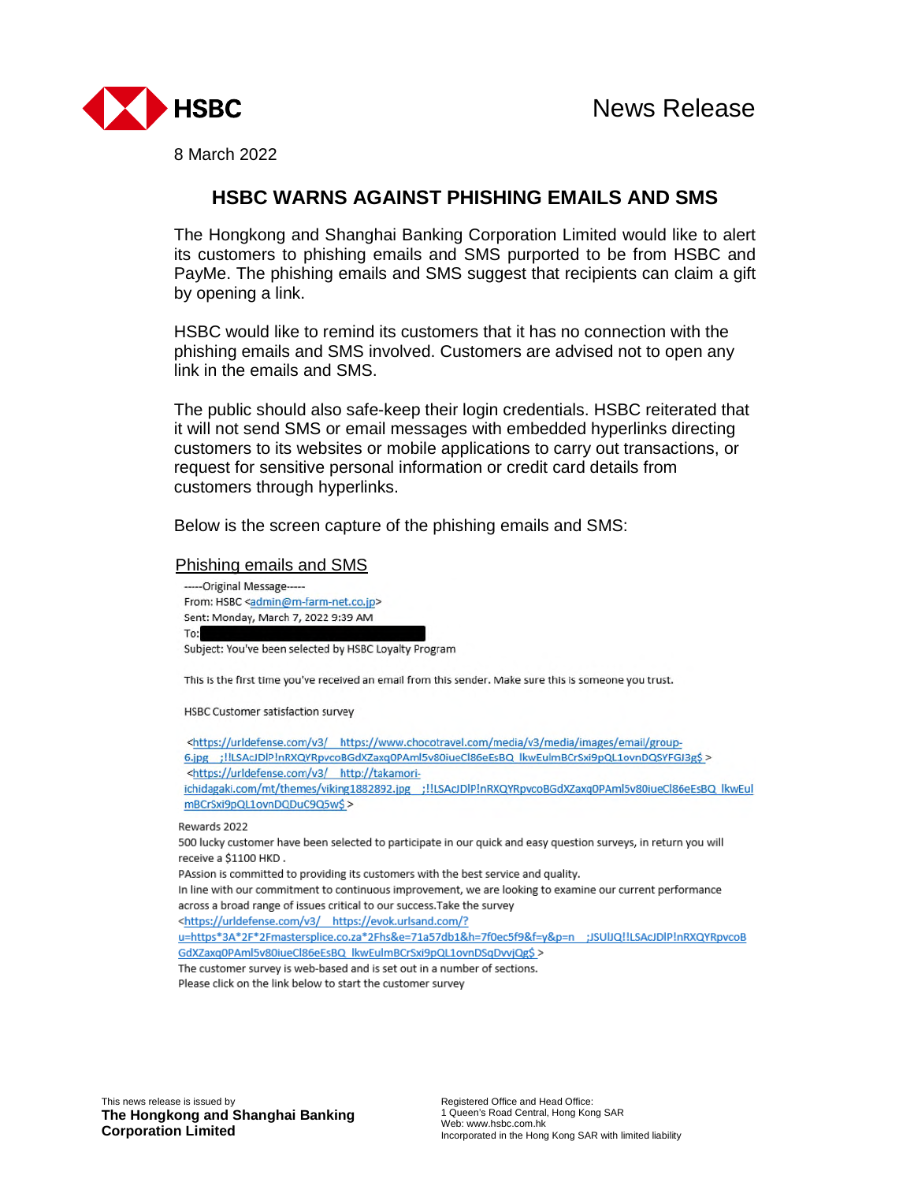HSBC

News Release

8 March 2022

# HSBC WARNS AGAINST PHISHING EMAILS AND SMS

The Hongkong and Shanghai Banking Corporation Limited would like to alert its customers to phishing emails and SMS purported to be from HSBC and PayMe. The phishing emails and SMS suggest that recipients can claim a gift by opening a link.

HSBC would like to remind its customers that it has no connection with the phishing emails and SMS involved. Customers are advised not to open any link in the emails and SMS.

The public should also safe-keep their login credentials. HSBC reiterated that it will not send SMS or email messages with embedded hyperlinks directing customers to its websites or mobile applications to carry out transactions, or request for sensitive personal information or credit card details from customers through hyperlinks.

Below is the screen capture of the phishing emails and SMS:

## Phishing emails and SMS

-----Original Message-----
From: HSBC <admin@m-farm-net.co.jp>
Sent: Monday, March 7, 2022 9:39 AM
To:
Subject: You've been selected by HSBC Loyalty Program

This is the first time you've received an email from this sender. Make sure this is someone you trust.

HSBC Customer satisfaction survey

<https://urldefense.com/v3/__https://www.chocotravel.com/media/v3/media/images/email/group-6.jpg__;!!LSAcJDlP!nRXQYRpvcoBGdXZaxq0PAml5v80iueCl86eEsBQ_lkwEulmBCrSxi9pQL1ovnDQSYFGJ3g$ >
<https://urldefense.com/v3/__http://takamori-ichidagaki.com/mt/themes/viking1882892.jpg__;!!LSAcJDlP!nRXQYRpvcoBGdXZaxq0PAml5v80iueCl86eEsBQ_lkwEulmBCrSxi9pQL1ovnDQDuC9Q5w$ >

Rewards 2022
500 lucky customer have been selected to participate in our quick and easy question surveys, in return you will receive a $1100 HKD .
PAssion is committed to providing its customers with the best service and quality.
In line with our commitment to continuous improvement, we are looking to examine our current performance across a broad range of issues critical to our success.Take the survey
<https://urldefense.com/v3/__https://evok.urlsand.com/?u=https*3A*2F*2Fmastersplice.co.za*2Fhs&e=71a57db1&h=7f0ec5f9&f=y&p=n__;JSUlJQ!!LSAcJDlP!nRXQYRpvcoBGdXZaxq0PAml5v80iueCl86eEsBQ_lkwEulmBCrSxi9pQL1ovnDSqDvvjQg$ >
The customer survey is web-based and is set out in a number of sections.
Please click on the link below to start the customer survey

This news release is issued by
**The Hongkong and Shanghai Banking Corporation Limited**

Registered Office and Head Office:
1 Queen's Road Central, Hong Kong SAR
Web: www.hsbc.com.hk
Incorporated in the Hong Kong SAR with limited liability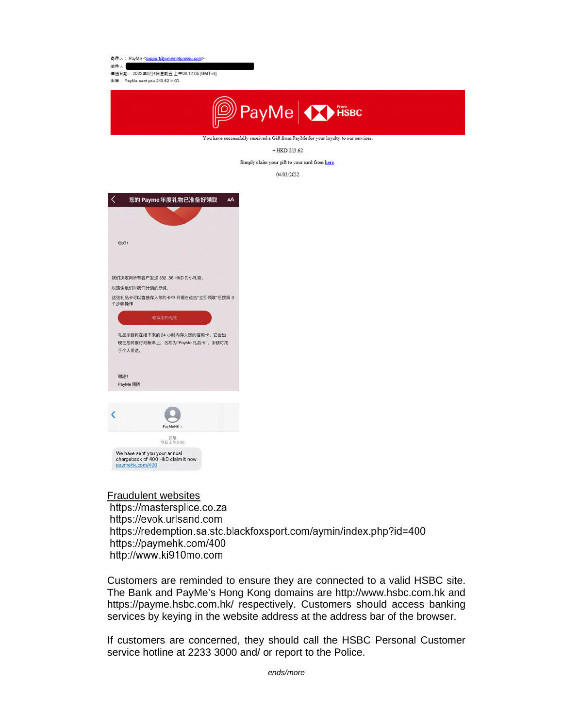寄件人： PayMe <support@simentelprovsu.com>
收件人：
傳送日期： 2022年3月4日星期五 上午08:12:05 [GMT+8]
主旨： PayMe sent you 213.62 HKD.

PayMe | From HSBC

You have successfully received a Gift from PayMe for your loyalty to our services.

+ HKD 213.62

Simply claim your gift to your card from here.

04/03/2022

您的 Payme 年度礼物已准备好领取

您好!

我们决定向所有客户发送 382 .58 HKD 的小礼物,

以感谢他们对我们计划的忠诚。

这张礼品卡可以直接存入您的卡中 只需在点击"立即领取"后按照 3 个步骤操作

领取您的礼物

礼品余额将在接下来的 24 小时内存入您的信用卡，它会出现在您的银行对帐单上，名称为"PayMe 礼品卡"。余额可用于个人用途。

谢谢!
PayMe 团队

PayMeHK

訊息
今日 上午9:06

We have sent you your annual chargeback of 400 HkD claim it now paymehk.com/400

<u>Fraudulent websites</u>

https://mastersplice.co.za
https://evok.urlsand.com
https://redemption.sa.stc.blackfoxsport.com/aymin/index.php?id=400
https://paymehk.com/400
http://www.ki910mo.com

Customers are reminded to ensure they are connected to a valid HSBC site. The Bank and PayMe's Hong Kong domains are http://www.hsbc.com.hk and https://payme.hsbc.com.hk/ respectively. Customers should access banking services by keying in the website address at the address bar of the browser.

If customers are concerned, they should call the HSBC Personal Customer service hotline at 2233 3000 and/ or report to the Police.

*ends/more*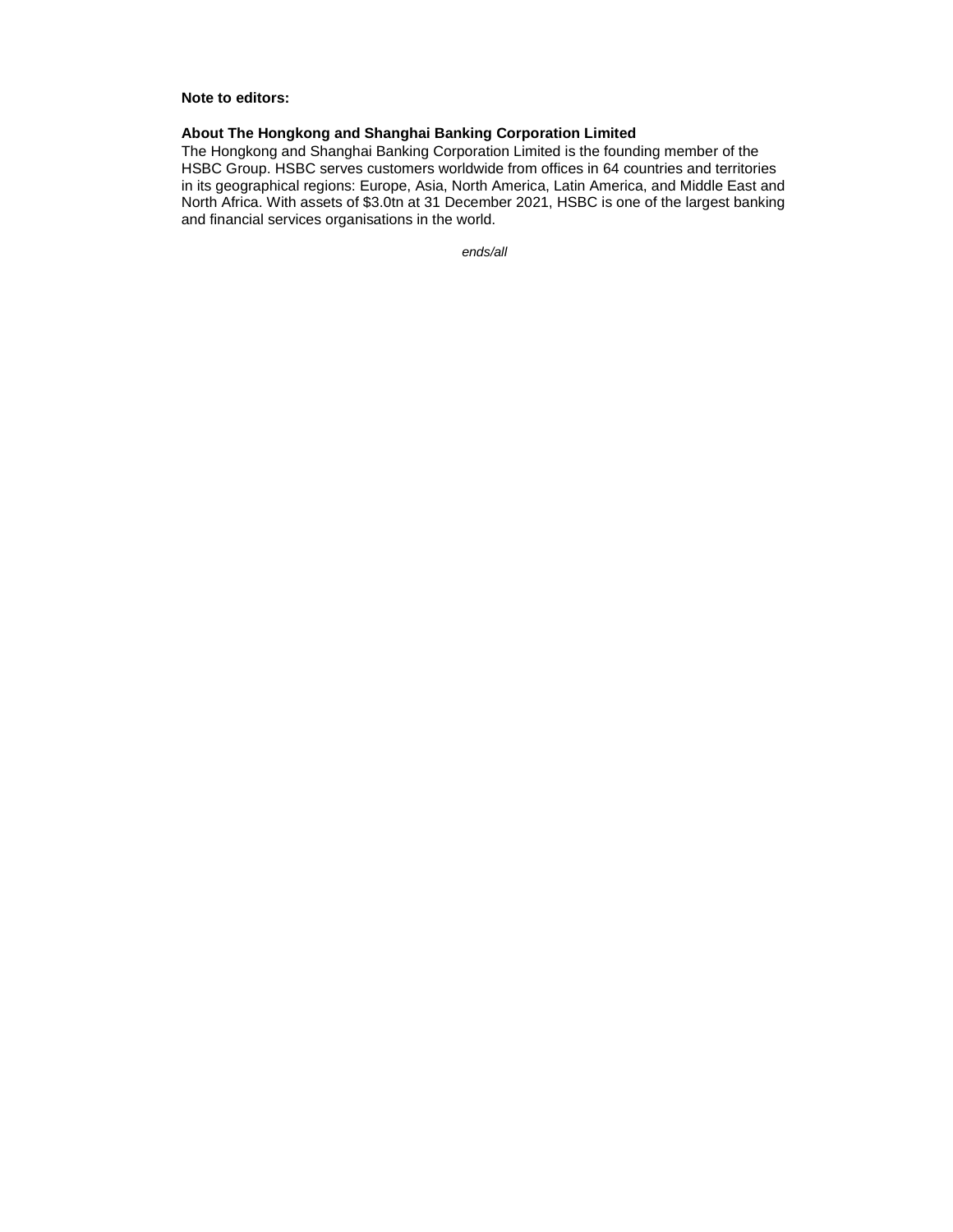**Note to editors:**

**About The Hongkong and Shanghai Banking Corporation Limited**

The Hongkong and Shanghai Banking Corporation Limited is the founding member of the HSBC Group. HSBC serves customers worldwide from offices in 64 countries and territories in its geographical regions: Europe, Asia, North America, Latin America, and Middle East and North Africa. With assets of $3.0tn at 31 December 2021, HSBC is one of the largest banking and financial services organisations in the world.

*ends/all*